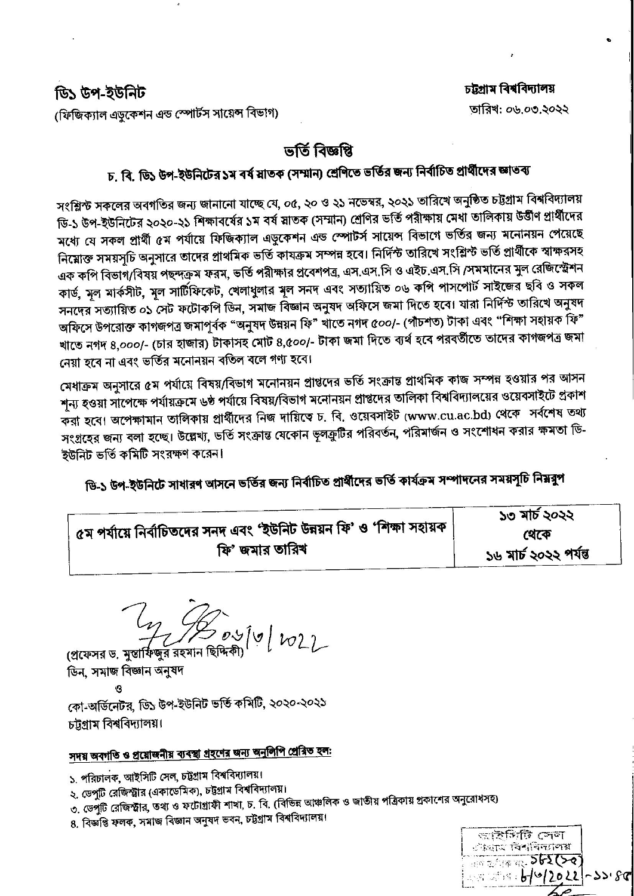**ডি১ উপ-ইউনিট**
(ফিজিক্যাল এডুকেশন এন্ড স্পোর্টস সায়েন্স বিভাগ)

**চট্টগ্রাম বিশ্ববিদ্যালয়**
তারিখ: ০৬.০৩.২০২২

# ভর্তি বিজ্ঞপ্তি

## চ. বি. ডি১ উপ-ইউনিটের ১ম বর্ষ স্নাতক (সম্মান) শ্রেণিতে ভর্তির জন্য নির্বাচিত প্রার্থীদের জ্ঞাতব্য

সংশ্লিষ্ট সকলের অবগতির জন্য জানানো যাচ্ছে যে, ০৫, ২০ ও ২১ নভেম্বর, ২০২১ তারিখে অনুষ্ঠিত চট্টগ্রাম বিশ্ববিদ্যালয় ডি-১ উপ-ইউনিটের ২০২০-২১ শিক্ষাবর্ষের ১ম বর্ষ স্নাতক (সম্মান) শ্রেণির ভর্তি পরীক্ষায় মেধা তালিকায় উত্তীর্ণ প্রার্থীদের মধ্যে যে সকল প্রার্থী ৫ম পর্যায়ে ফিজিক্যাল এডুকেশন এন্ড স্পোর্টস সায়েন্স বিভাগে ভর্তির জন্য মনোনয়ন পেয়েছে নিম্নোক্ত সময়সূচি অনুসারে তাদের প্রাথমিক ভর্তি কাযক্রম সম্পন্ন হবে। নির্দিষ্ট তারিখে সংশ্লিষ্ট ভর্তি প্রার্থীকে স্বাক্ষরসহ এক কপি বিভাগ/বিষয় পছন্দক্রম ফরম, ভর্তি পরীক্ষার প্রবেশপত্র, এস.এস.সি ও এইচ.এস.সি /সমমানের মূল রেজিস্ট্রেশন কার্ড, মূল মার্কসীট, মূল সার্টিফিকেট, খেলাধুলার মূল সনদ এবং সত্যায়িত ০৬ কপি পাসপোর্ট সাইজের ছবি ও সকল সনদের সত্যায়িত ০১ সেট ফটোকপি ডিন, সমাজ বিজ্ঞান অনুষদ অফিসে জমা দিতে হবে। যারা নির্দিষ্ট তারিখে অনুষদ অফিসে উপরোক্ত কাগজপত্র জমাপূর্বক "অনুষদ উন্নয়ন ফি" খাতে নগদ ৫০০/- (পাঁচশত) টাকা এবং "শিক্ষা সহায়ক ফি" খাতে নগদ ৪,০০০/- (চার হাজার) টাকাসহ মোট ৪,৫০০/- টাকা জমা দিতে ব্যর্থ হবে পরবর্তীতে তাদের কাগজপত্র জমা নেয়া হবে না এবং ভর্তির মনোনয়ন বতিল বলে গণ্য হবে।

মেধাক্রম অনুসারে ৫ম পর্যায়ে বিষয়/বিভাগ মনোনয়ন প্রাপ্তদের ভর্তি সংক্রান্ত প্রাথমিক কাজ সম্পন্ন হওয়ার পর আসন শূন্য হওয়া সাপেক্ষে পর্যায়ক্রমে ৬ষ্ঠ পর্যায়ে বিষয়/বিভাগ মনোনয়ন প্রাপ্তদের তালিকা বিশ্ববিদ্যালয়ের ওয়েবসাইটে প্রকাশ করা হবে। অপেক্ষামান তালিকায় প্রার্থীদের নিজ দায়িত্বে চ. বি. ওয়েবসাইট (www.cu.ac.bd) থেকে সর্বশেষ তথ্য সংগ্রহের জন্য বলা হচ্ছে। উল্লেখ্য, ভর্তি সংক্রান্ত যেকোন ভূলত্রুটির পরিবর্তন, পরিমার্জন ও সংশোধন করার ক্ষমতা ডি-ইউনিট ভর্তি কমিটি সংরক্ষণ করেন।

### ডি-১ উপ-ইউনিটে সাধারণ আসনে ভর্তির জন্য নির্বাচিত প্রার্থীদের ভর্তি কার্যক্রম সম্পাদনের সময়সূচি নিম্নরূপ

| | |
|---|---|
| **৫ম পর্যায়ে নির্বাচিতদের সনদ এবং 'ইউনিট উন্নয়ন ফি' ও 'শিক্ষা সহায়ক ফি' জমার তারিখ** | **১৩ মার্চ ২০২২ থেকে ১৬ মার্চ ২০২২ পর্যন্ত** |

০৬/৩/২০২২

(প্রফেসর ড. মুস্তাফিজুর রহমান ছিদ্দিকী)
ডিন, সমাজ বিজ্ঞান অনুষদ
ও
কো-অর্ডিনেটর, ডি১ উপ-ইউনিট ভর্তি কমিটি, ২০২০-২০২১
চট্টগ্রাম বিশ্ববিদ্যালয়।

**সদয় অবগতি ও প্রয়োজনীয় ব্যবস্থা গ্রহণের জন্য অনুলিপি প্রেরিত হল:**

১. পরিচালক, আইসিটি সেল, চট্টগ্রাম বিশ্ববিদ্যালয়।
২. ডেপুটি রেজিস্ট্রার (একাডেমিক), চট্টগ্রাম বিশ্ববিদ্যালয়।
৩. ডেপুটি রেজিস্ট্রার, তথ্য ও ফটোগ্রাফী শাখা, চ. বি. (বিভিন্ন আঞ্চলিক ও জাতীয় পত্রিকায় প্রকাশের অনুরোধসহ)
৪. বিজ্ঞপ্তি ফলক, সমাজ বিজ্ঞান অনুষদ ভবন, চট্টগ্রাম বিশ্ববিদ্যালয়।

আইসিটি সেল
চট্টগ্রাম বিশ্ববিদ্যালয়
১৮২(১৫)
৬/৩/২০২২ - ১১:৪৫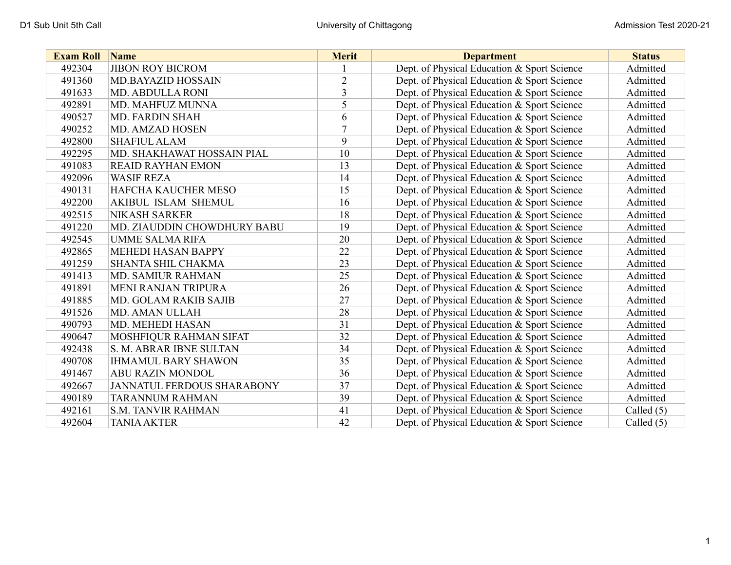| Exam Roll | Name | Merit | Department | Status |
|---|---|---|---|---|
| 492304 | JIBON ROY BICROM | 1 | Dept. of Physical Education & Sport Science | Admitted |
| 491360 | MD.BAYAZID HOSSAIN | 2 | Dept. of Physical Education & Sport Science | Admitted |
| 491633 | MD. ABDULLA RONI | 3 | Dept. of Physical Education & Sport Science | Admitted |
| 492891 | MD. MAHFUZ MUNNA | 5 | Dept. of Physical Education & Sport Science | Admitted |
| 490527 | MD. FARDIN SHAH | 6 | Dept. of Physical Education & Sport Science | Admitted |
| 490252 | MD. AMZAD HOSEN | 7 | Dept. of Physical Education & Sport Science | Admitted |
| 492800 | SHAFIUL ALAM | 9 | Dept. of Physical Education & Sport Science | Admitted |
| 492295 | MD. SHAKHAWAT HOSSAIN PIAL | 10 | Dept. of Physical Education & Sport Science | Admitted |
| 491083 | REAID RAYHAN EMON | 13 | Dept. of Physical Education & Sport Science | Admitted |
| 492096 | WASIF REZA | 14 | Dept. of Physical Education & Sport Science | Admitted |
| 490131 | HAFCHA KAUCHER MESO | 15 | Dept. of Physical Education & Sport Science | Admitted |
| 492200 | AKIBUL ISLAM SHEMUL | 16 | Dept. of Physical Education & Sport Science | Admitted |
| 492515 | NIKASH SARKER | 18 | Dept. of Physical Education & Sport Science | Admitted |
| 491220 | MD. ZIAUDDIN CHOWDHURY BABU | 19 | Dept. of Physical Education & Sport Science | Admitted |
| 492545 | UMME SALMA RIFA | 20 | Dept. of Physical Education & Sport Science | Admitted |
| 492865 | MEHEDI HASAN BAPPY | 22 | Dept. of Physical Education & Sport Science | Admitted |
| 491259 | SHANTA SHIL CHAKMA | 23 | Dept. of Physical Education & Sport Science | Admitted |
| 491413 | MD. SAMIUR RAHMAN | 25 | Dept. of Physical Education & Sport Science | Admitted |
| 491891 | MENI RANJAN TRIPURA | 26 | Dept. of Physical Education & Sport Science | Admitted |
| 491885 | MD. GOLAM RAKIB SAJIB | 27 | Dept. of Physical Education & Sport Science | Admitted |
| 491526 | MD. AMAN ULLAH | 28 | Dept. of Physical Education & Sport Science | Admitted |
| 490793 | MD. MEHEDI HASAN | 31 | Dept. of Physical Education & Sport Science | Admitted |
| 490647 | MOSHFIQUR RAHMAN SIFAT | 32 | Dept. of Physical Education & Sport Science | Admitted |
| 492438 | S. M. ABRAR IBNE SULTAN | 34 | Dept. of Physical Education & Sport Science | Admitted |
| 490708 | IHMAMUL BARY SHAWON | 35 | Dept. of Physical Education & Sport Science | Admitted |
| 491467 | ABU RAZIN MONDOL | 36 | Dept. of Physical Education & Sport Science | Admitted |
| 492667 | JANNATUL FERDOUS SHARABONY | 37 | Dept. of Physical Education & Sport Science | Admitted |
| 490189 | TARANNUM RAHMAN | 39 | Dept. of Physical Education & Sport Science | Admitted |
| 492161 | S.M. TANVIR RAHMAN | 41 | Dept. of Physical Education & Sport Science | Called (5) |
| 492604 | TANIA AKTER | 42 | Dept. of Physical Education & Sport Science | Called (5) |